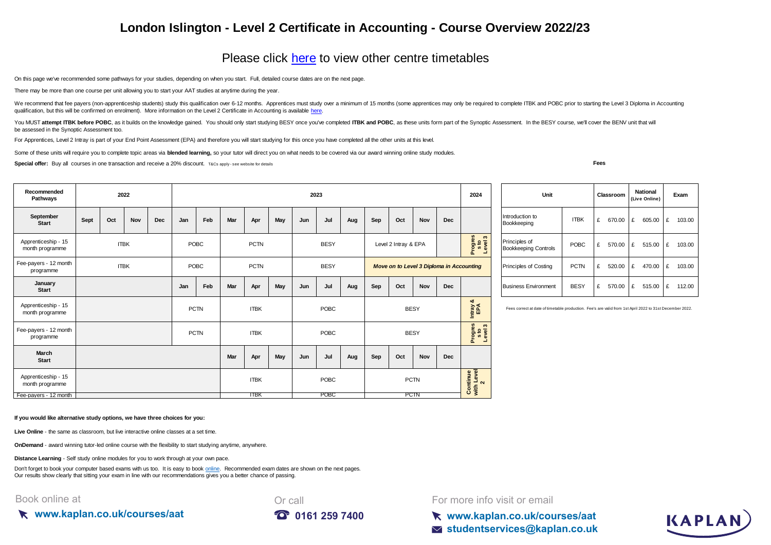# London Islington - Level 2 Certificate in Accounting - Course Overview 2022/23

## Please click here to view other centre timetables

On this page we've recommended some pathways for your studies, depending on when you start. Full, detailed course dates are on the next page.

There may be more than one course per unit allowing you to start your AAT studies at anytime during the year.

We recommend that fee payers (non-apprenticeship students) study this qualification over 6-12 months. Apprentices must study over a minimum of 15 months (some apprentices may only be required to complete ITBK and POBC prior to starting the Level 3 Diploma in Accounting qualification, but this will be confirmed on enrolment). More information on the Level 2 Certificate in Accounting is available here.

You MUST **attempt ITBK before POBC**, as it builds on the knowledge gained. You should only start studying BESY once you've completed **ITBK and POBC**, as these units form part of the Synoptic Assessment. In the BESY course, we'll cover the BENV unit that will be assessed in the Synoptic Assessment too.

For Apprentices, Level 2 Intray is part of your End Point Assessment (EPA) and therefore you will start studying for this once you have completed all the other units at this level.

Some of these units will require you to complete topic areas via **blended learning,** so your tutor will direct you on what needs to be covered via our award winning online study modules.

**Special offer:** Buy all courses in one transaction and receive a 20% discount. T&Cs apply - see website for details

| Recommended Pathways | 2022 | | | | 2023 | | | | | | | | | | | | 2024 |
|---|---|---|---|---|---|---|---|---|---|---|---|---|---|---|---|---|---|
| **September Start** | Sept | Oct | Nov | Dec | Jan | Feb | Mar | Apr | May | Jun | Jul | Aug | Sep | Oct | Nov | Dec | |
| Apprenticeship - 15 month programme | ITBK | | | | POBC | | PCTN | | | BESY | | | Level 2 Intray & EPA | | | | Progress to Level 3 |
| Fee-payers - 12 month programme | ITBK | | | | POBC | | PCTN | | | BESY | | | *Move on to Level 3 Diploma in Accounting* | | | | |
| **January Start** | | | | | Jan | Feb | Mar | Apr | May | Jun | Jul | Aug | Sep | Oct | Nov | Dec | |
| Apprenticeship - 15 month programme | | | | | PCTN | | ITBK | | | POBC | | | BESY | | | | Intray & EPA |
| Fee-payers - 12 month programme | | | | | PCTN | | ITBK | | | POBC | | | BESY | | | | Progress to Level 3 |
| **March Start** | | | | | | | Mar | Apr | May | Jun | Jul | Aug | Sep | Oct | Nov | Dec | |
| Apprenticeship - 15 month programme | | | | | | | ITBK | | | POBC | | | PCTN | | | | Continue with Level 2 |
| Fee-payers - 12 month | | | | | | | ITBK | | | POBC | | | PCTN | | | | |

**Fees**

| Unit | | Classroom | National (Live Online) | Exam |
|---|---|---|---|---|
| Introduction to Bookkeeping | ITBK | £ 670.00 | £ 605.00 | £ 103.00 |
| Principles of Bookkeeping Controls | POBC | £ 570.00 | £ 515.00 | £ 103.00 |
| Principles of Costing | PCTN | £ 520.00 | £ 470.00 | £ 103.00 |
| Business Environment | BESY | £ 570.00 | £ 515.00 | £ 112.00 |

Fees correct at date of timetable production. Fee's are valid from 1st April 2022 to 31st December 2022.

**If you would like alternative study options, we have three choices for you:**

**Live Online** - the same as classroom, but live interactive online classes at a set time.

**OnDemand** - award winning tutor-led online course with the flexibility to start studying anytime, anywhere.

**Distance Learning** - Self study online modules for you to work through at your own pace.

Don't forget to book your computer based exams with us too. It is easy to book online. Recommended exam dates are shown on the next pages.
Our results show clearly that sitting your exam in line with our recommendations gives you a better chance of passing.

Book online at **www.kaplan.co.uk/courses/aat**

Or call **0161 259 7400**

For more info visit or email **www.kaplan.co.uk/courses/aat** **studentservices@kaplan.co.uk**

KAPLAN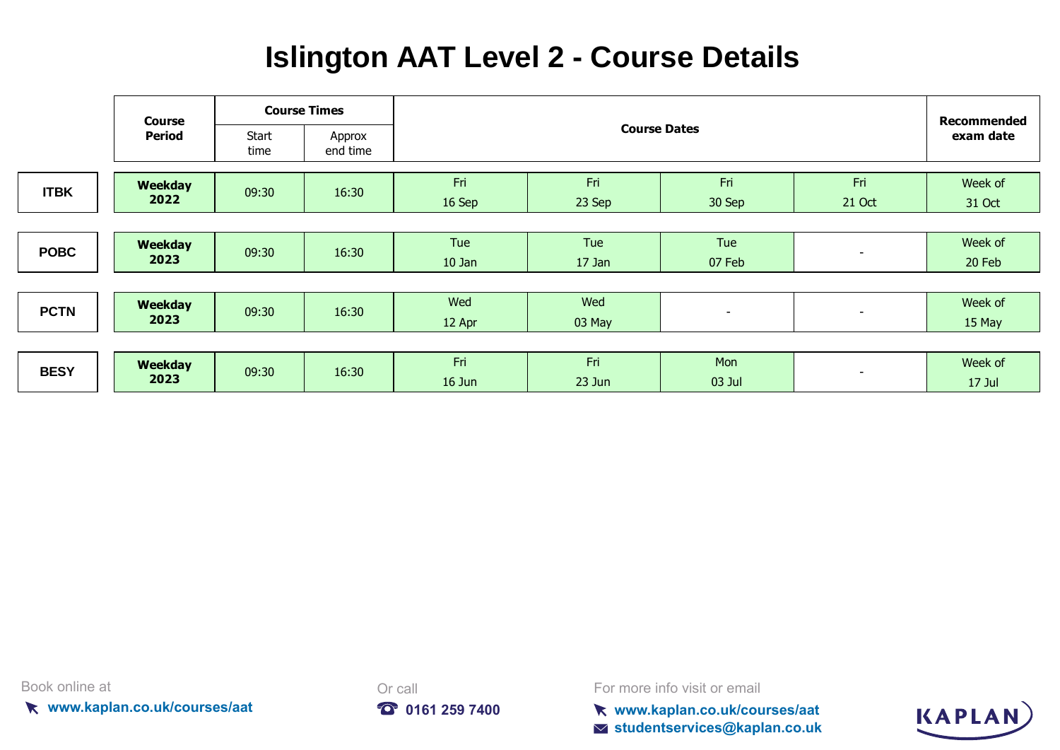# Islington AAT Level 2 - Course Details

| | Course Period | Course Times | | Course Dates | | | | Recommended exam date |
|---|---|---|---|---|---|---|---|---|
| | | Start time | Approx end time | | | | | |
| **ITBK** | **Weekday 2022** | 09:30 | 16:30 | Fri 16 Sep | Fri 23 Sep | Fri 30 Sep | Fri 21 Oct | Week of 31 Oct |
| **POBC** | **Weekday 2023** | 09:30 | 16:30 | Tue 10 Jan | Tue 17 Jan | Tue 07 Feb | - | Week of 20 Feb |
| **PCTN** | **Weekday 2023** | 09:30 | 16:30 | Wed 12 Apr | Wed 03 May | - | - | Week of 15 May |
| **BESY** | **Weekday 2023** | 09:30 | 16:30 | Fri 16 Jun | Fri 23 Jun | Mon 03 Jul | - | Week of 17 Jul |

Book online at
**www.kaplan.co.uk/courses/aat**

Or call
**0161 259 7400**

For more info visit or email
**www.kaplan.co.uk/courses/aat**
**studentservices@kaplan.co.uk**

KAPLAN